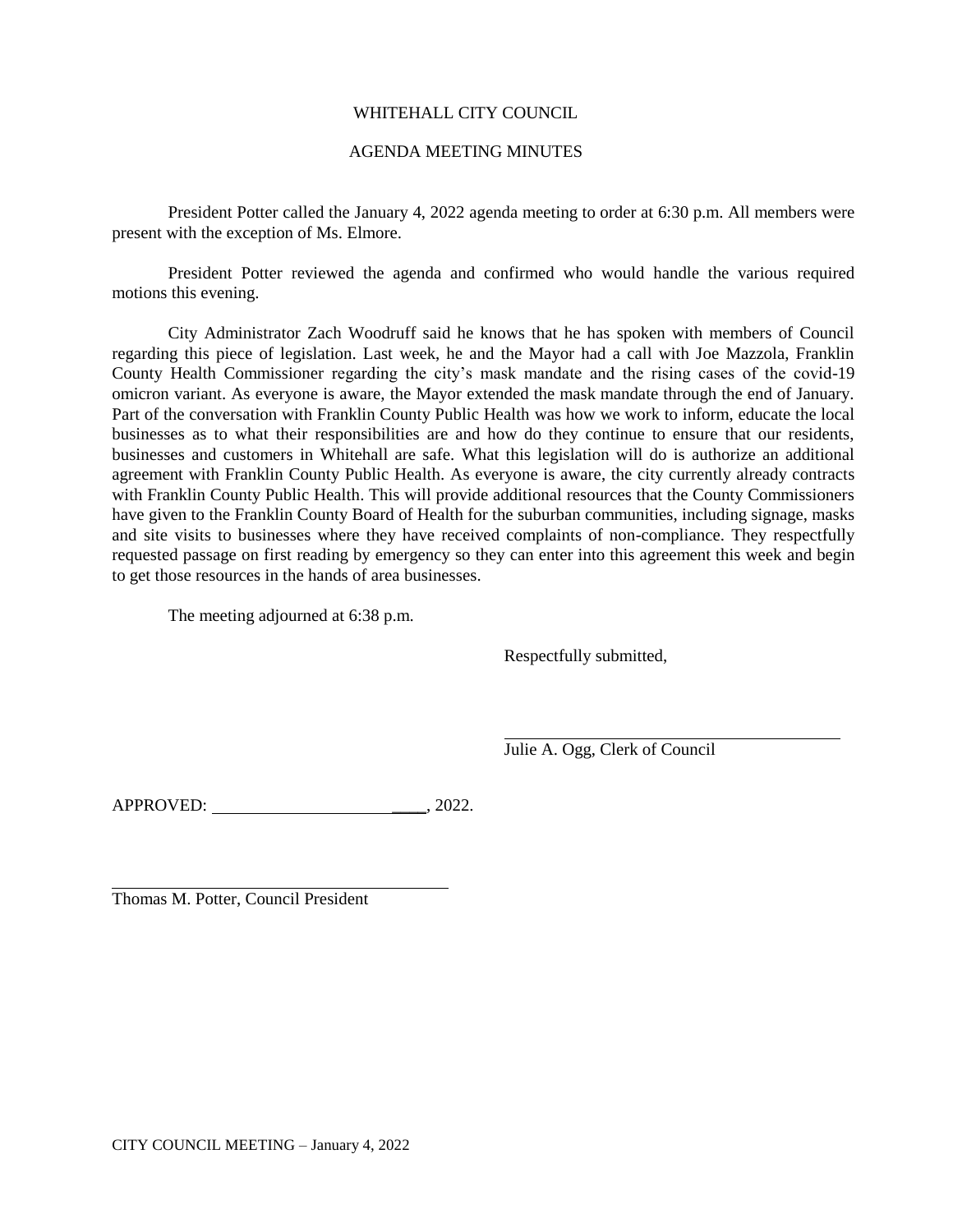# WHITEHALL CITY COUNCIL

## AGENDA MEETING MINUTES

President Potter called the January 4, 2022 agenda meeting to order at 6:30 p.m. All members were present with the exception of Ms. Elmore.

President Potter reviewed the agenda and confirmed who would handle the various required motions this evening.

City Administrator Zach Woodruff said he knows that he has spoken with members of Council regarding this piece of legislation. Last week, he and the Mayor had a call with Joe Mazzola, Franklin County Health Commissioner regarding the city's mask mandate and the rising cases of the covid-19 omicron variant. As everyone is aware, the Mayor extended the mask mandate through the end of January. Part of the conversation with Franklin County Public Health was how we work to inform, educate the local businesses as to what their responsibilities are and how do they continue to ensure that our residents, businesses and customers in Whitehall are safe. What this legislation will do is authorize an additional agreement with Franklin County Public Health. As everyone is aware, the city currently already contracts with Franklin County Public Health. This will provide additional resources that the County Commissioners have given to the Franklin County Board of Health for the suburban communities, including signage, masks and site visits to businesses where they have received complaints of non-compliance. They respectfully requested passage on first reading by emergency so they can enter into this agreement this week and begin to get those resources in the hands of area businesses.

The meeting adjourned at 6:38 p.m.

Respectfully submitted,

\_\_\_\_\_\_\_\_\_\_\_\_\_\_\_\_\_\_\_\_\_\_\_\_\_\_\_\_\_\_\_\_\_\_\_\_\_\_\_\_
Julie A. Ogg, Clerk of Council

APPROVED: \_\_\_\_\_\_\_\_\_\_\_\_\_\_\_\_\_\_\_\_\_\_\_\_\_\_, 2022.

\_\_\_\_\_\_\_\_\_\_\_\_\_\_\_\_\_\_\_\_\_\_\_\_\_\_\_\_\_\_\_\_\_\_\_\_\_\_\_\_
Thomas M. Potter, Council President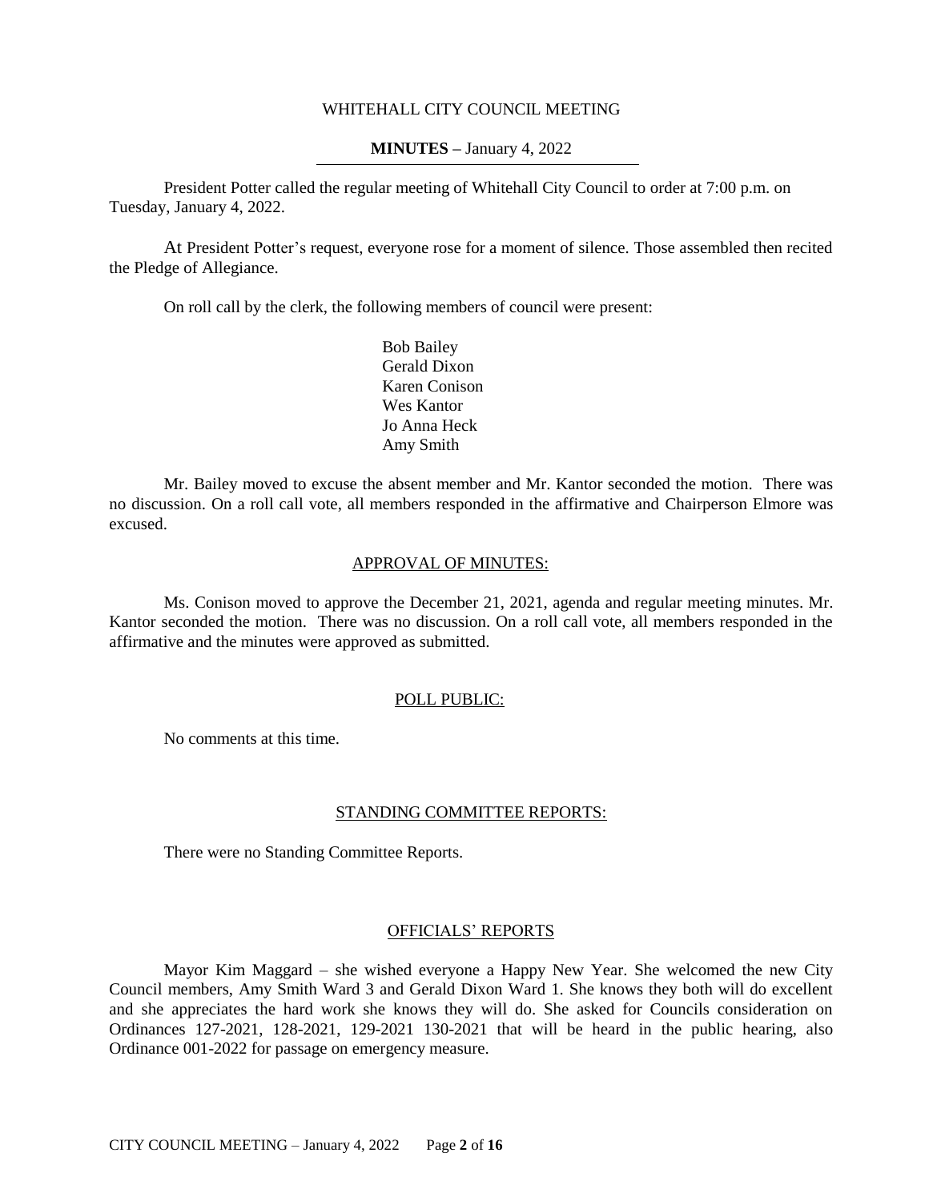WHITEHALL CITY COUNCIL MEETING

**MINUTES –** January 4, 2022

President Potter called the regular meeting of Whitehall City Council to order at 7:00 p.m. on Tuesday, January 4, 2022.

At President Potter's request, everyone rose for a moment of silence. Those assembled then recited the Pledge of Allegiance.

On roll call by the clerk, the following members of council were present:

Bob Bailey
Gerald Dixon
Karen Conison
Wes Kantor
Jo Anna Heck
Amy Smith

Mr. Bailey moved to excuse the absent member and Mr. Kantor seconded the motion. There was no discussion. On a roll call vote, all members responded in the affirmative and Chairperson Elmore was excused.

APPROVAL OF MINUTES:

Ms. Conison moved to approve the December 21, 2021, agenda and regular meeting minutes. Mr. Kantor seconded the motion. There was no discussion. On a roll call vote, all members responded in the affirmative and the minutes were approved as submitted.

POLL PUBLIC:

No comments at this time.

STANDING COMMITTEE REPORTS:

There were no Standing Committee Reports.

OFFICIALS' REPORTS

Mayor Kim Maggard – she wished everyone a Happy New Year. She welcomed the new City Council members, Amy Smith Ward 3 and Gerald Dixon Ward 1. She knows they both will do excellent and she appreciates the hard work she knows they will do. She asked for Councils consideration on Ordinances 127-2021, 128-2021, 129-2021 130-2021 that will be heard in the public hearing, also Ordinance 001-2022 for passage on emergency measure.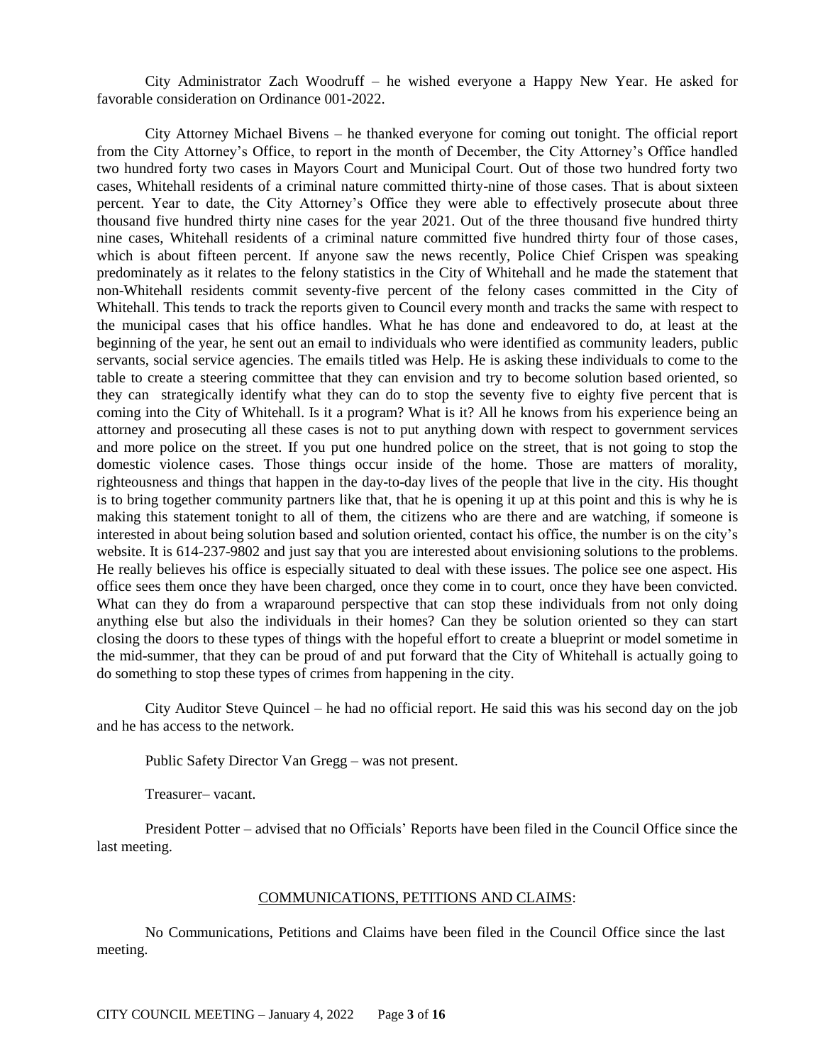City Administrator Zach Woodruff – he wished everyone a Happy New Year. He asked for favorable consideration on Ordinance 001-2022.

City Attorney Michael Bivens – he thanked everyone for coming out tonight. The official report from the City Attorney's Office, to report in the month of December, the City Attorney's Office handled two hundred forty two cases in Mayors Court and Municipal Court. Out of those two hundred forty two cases, Whitehall residents of a criminal nature committed thirty-nine of those cases. That is about sixteen percent. Year to date, the City Attorney's Office they were able to effectively prosecute about three thousand five hundred thirty nine cases for the year 2021. Out of the three thousand five hundred thirty nine cases, Whitehall residents of a criminal nature committed five hundred thirty four of those cases, which is about fifteen percent. If anyone saw the news recently, Police Chief Crispen was speaking predominately as it relates to the felony statistics in the City of Whitehall and he made the statement that non-Whitehall residents commit seventy-five percent of the felony cases committed in the City of Whitehall. This tends to track the reports given to Council every month and tracks the same with respect to the municipal cases that his office handles. What he has done and endeavored to do, at least at the beginning of the year, he sent out an email to individuals who were identified as community leaders, public servants, social service agencies. The emails titled was Help. He is asking these individuals to come to the table to create a steering committee that they can envision and try to become solution based oriented, so they can strategically identify what they can do to stop the seventy five to eighty five percent that is coming into the City of Whitehall. Is it a program? What is it? All he knows from his experience being an attorney and prosecuting all these cases is not to put anything down with respect to government services and more police on the street. If you put one hundred police on the street, that is not going to stop the domestic violence cases. Those things occur inside of the home. Those are matters of morality, righteousness and things that happen in the day-to-day lives of the people that live in the city. His thought is to bring together community partners like that, that he is opening it up at this point and this is why he is making this statement tonight to all of them, the citizens who are there and are watching, if someone is interested in about being solution based and solution oriented, contact his office, the number is on the city's website. It is 614-237-9802 and just say that you are interested about envisioning solutions to the problems. He really believes his office is especially situated to deal with these issues. The police see one aspect. His office sees them once they have been charged, once they come in to court, once they have been convicted. What can they do from a wraparound perspective that can stop these individuals from not only doing anything else but also the individuals in their homes? Can they be solution oriented so they can start closing the doors to these types of things with the hopeful effort to create a blueprint or model sometime in the mid-summer, that they can be proud of and put forward that the City of Whitehall is actually going to do something to stop these types of crimes from happening in the city.

City Auditor Steve Quincel – he had no official report. He said this was his second day on the job and he has access to the network.

Public Safety Director Van Gregg – was not present.

Treasurer– vacant.

President Potter – advised that no Officials' Reports have been filed in the Council Office since the last meeting.

## COMMUNICATIONS, PETITIONS AND CLAIMS:

No Communications, Petitions and Claims have been filed in the Council Office since the last meeting.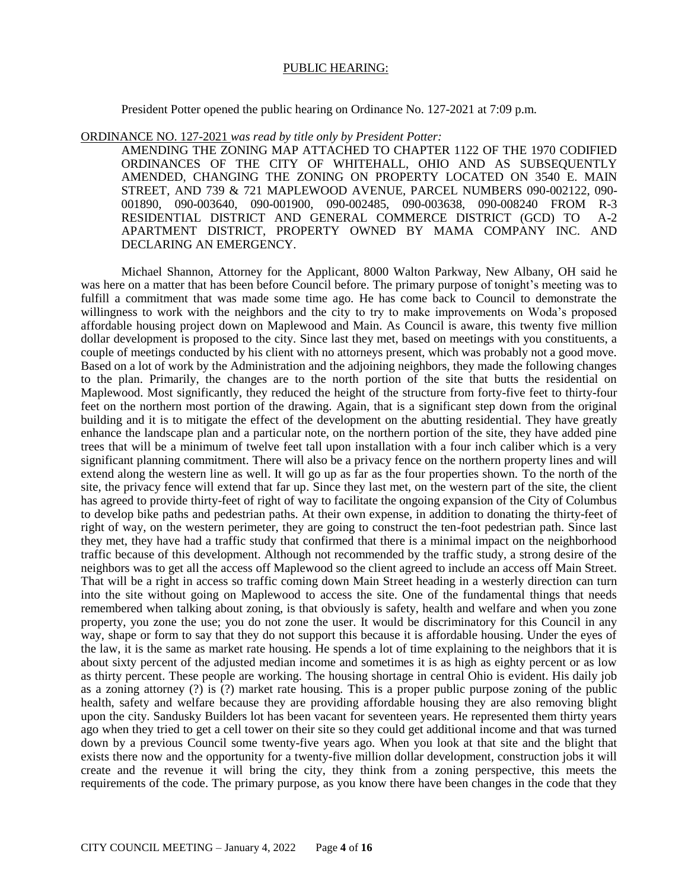PUBLIC HEARING:

President Potter opened the public hearing on Ordinance No. 127-2021 at 7:09 p.m.

ORDINANCE NO. 127-2021 *was read by title only by President Potter:*

AMENDING THE ZONING MAP ATTACHED TO CHAPTER 1122 OF THE 1970 CODIFIED ORDINANCES OF THE CITY OF WHITEHALL, OHIO AND AS SUBSEQUENTLY AMENDED, CHANGING THE ZONING ON PROPERTY LOCATED ON 3540 E. MAIN STREET, AND 739 & 721 MAPLEWOOD AVENUE, PARCEL NUMBERS 090-002122, 090-001890, 090-003640, 090-001900, 090-002485, 090-003638, 090-008240 FROM R-3 RESIDENTIAL DISTRICT AND GENERAL COMMERCE DISTRICT (GCD) TO A-2 APARTMENT DISTRICT, PROPERTY OWNED BY MAMA COMPANY INC. AND DECLARING AN EMERGENCY.

Michael Shannon, Attorney for the Applicant, 8000 Walton Parkway, New Albany, OH said he was here on a matter that has been before Council before. The primary purpose of tonight's meeting was to fulfill a commitment that was made some time ago. He has come back to Council to demonstrate the willingness to work with the neighbors and the city to try to make improvements on Woda's proposed affordable housing project down on Maplewood and Main. As Council is aware, this twenty five million dollar development is proposed to the city. Since last they met, based on meetings with you constituents, a couple of meetings conducted by his client with no attorneys present, which was probably not a good move. Based on a lot of work by the Administration and the adjoining neighbors, they made the following changes to the plan. Primarily, the changes are to the north portion of the site that butts the residential on Maplewood. Most significantly, they reduced the height of the structure from forty-five feet to thirty-four feet on the northern most portion of the drawing. Again, that is a significant step down from the original building and it is to mitigate the effect of the development on the abutting residential. They have greatly enhance the landscape plan and a particular note, on the northern portion of the site, they have added pine trees that will be a minimum of twelve feet tall upon installation with a four inch caliber which is a very significant planning commitment. There will also be a privacy fence on the northern property lines and will extend along the western line as well. It will go up as far as the four properties shown. To the north of the site, the privacy fence will extend that far up. Since they last met, on the western part of the site, the client has agreed to provide thirty-feet of right of way to facilitate the ongoing expansion of the City of Columbus to develop bike paths and pedestrian paths. At their own expense, in addition to donating the thirty-feet of right of way, on the western perimeter, they are going to construct the ten-foot pedestrian path. Since last they met, they have had a traffic study that confirmed that there is a minimal impact on the neighborhood traffic because of this development. Although not recommended by the traffic study, a strong desire of the neighbors was to get all the access off Maplewood so the client agreed to include an access off Main Street. That will be a right in access so traffic coming down Main Street heading in a westerly direction can turn into the site without going on Maplewood to access the site. One of the fundamental things that needs remembered when talking about zoning, is that obviously is safety, health and welfare and when you zone property, you zone the use; you do not zone the user. It would be discriminatory for this Council in any way, shape or form to say that they do not support this because it is affordable housing. Under the eyes of the law, it is the same as market rate housing. He spends a lot of time explaining to the neighbors that it is about sixty percent of the adjusted median income and sometimes it is as high as eighty percent or as low as thirty percent. These people are working. The housing shortage in central Ohio is evident. His daily job as a zoning attorney (?) is (?) market rate housing. This is a proper public purpose zoning of the public health, safety and welfare because they are providing affordable housing they are also removing blight upon the city. Sandusky Builders lot has been vacant for seventeen years. He represented them thirty years ago when they tried to get a cell tower on their site so they could get additional income and that was turned down by a previous Council some twenty-five years ago. When you look at that site and the blight that exists there now and the opportunity for a twenty-five million dollar development, construction jobs it will create and the revenue it will bring the city, they think from a zoning perspective, this meets the requirements of the code. The primary purpose, as you know there have been changes in the code that they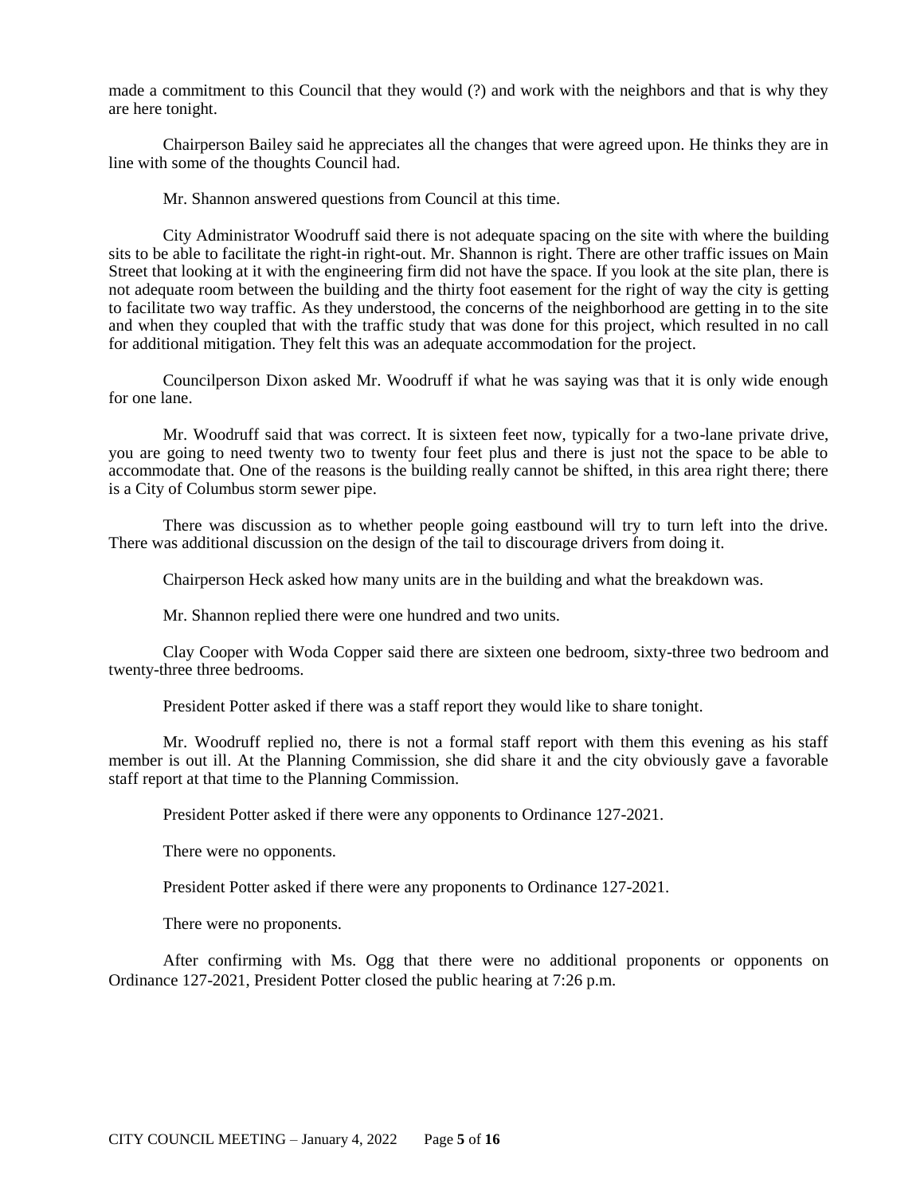made a commitment to this Council that they would (?) and work with the neighbors and that is why they are here tonight.

Chairperson Bailey said he appreciates all the changes that were agreed upon. He thinks they are in line with some of the thoughts Council had.

Mr. Shannon answered questions from Council at this time.

City Administrator Woodruff said there is not adequate spacing on the site with where the building sits to be able to facilitate the right-in right-out. Mr. Shannon is right. There are other traffic issues on Main Street that looking at it with the engineering firm did not have the space. If you look at the site plan, there is not adequate room between the building and the thirty foot easement for the right of way the city is getting to facilitate two way traffic. As they understood, the concerns of the neighborhood are getting in to the site and when they coupled that with the traffic study that was done for this project, which resulted in no call for additional mitigation. They felt this was an adequate accommodation for the project.

Councilperson Dixon asked Mr. Woodruff if what he was saying was that it is only wide enough for one lane.

Mr. Woodruff said that was correct. It is sixteen feet now, typically for a two-lane private drive, you are going to need twenty two to twenty four feet plus and there is just not the space to be able to accommodate that. One of the reasons is the building really cannot be shifted, in this area right there; there is a City of Columbus storm sewer pipe.

There was discussion as to whether people going eastbound will try to turn left into the drive. There was additional discussion on the design of the tail to discourage drivers from doing it.

Chairperson Heck asked how many units are in the building and what the breakdown was.

Mr. Shannon replied there were one hundred and two units.

Clay Cooper with Woda Copper said there are sixteen one bedroom, sixty-three two bedroom and twenty-three three bedrooms.

President Potter asked if there was a staff report they would like to share tonight.

Mr. Woodruff replied no, there is not a formal staff report with them this evening as his staff member is out ill. At the Planning Commission, she did share it and the city obviously gave a favorable staff report at that time to the Planning Commission.

President Potter asked if there were any opponents to Ordinance 127-2021.

There were no opponents.

President Potter asked if there were any proponents to Ordinance 127-2021.

There were no proponents.

After confirming with Ms. Ogg that there were no additional proponents or opponents on Ordinance 127-2021, President Potter closed the public hearing at 7:26 p.m.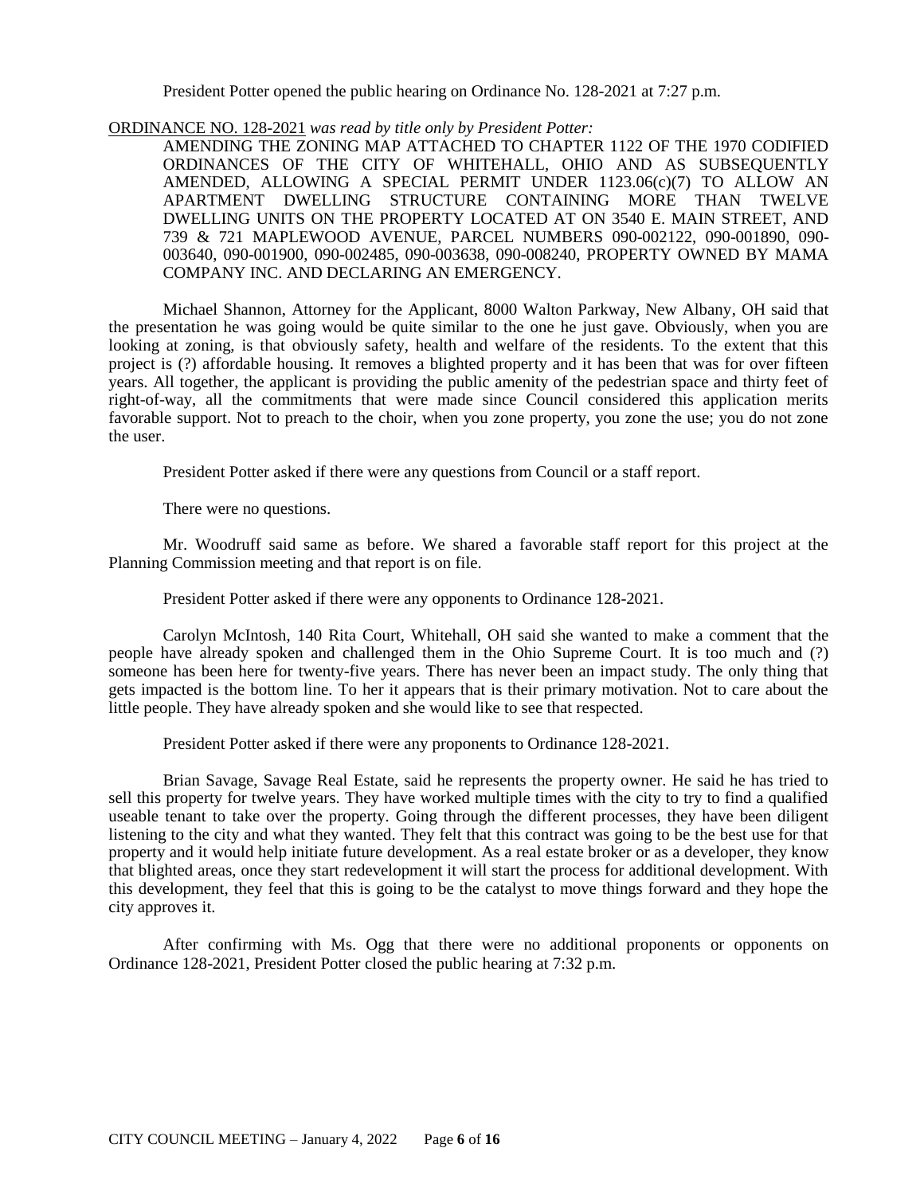President Potter opened the public hearing on Ordinance No. 128-2021 at 7:27 p.m.

ORDINANCE NO. 128-2021 *was read by title only by President Potter:*

> AMENDING THE ZONING MAP ATTACHED TO CHAPTER 1122 OF THE 1970 CODIFIED ORDINANCES OF THE CITY OF WHITEHALL, OHIO AND AS SUBSEQUENTLY AMENDED, ALLOWING A SPECIAL PERMIT UNDER 1123.06(c)(7) TO ALLOW AN APARTMENT DWELLING STRUCTURE CONTAINING MORE THAN TWELVE DWELLING UNITS ON THE PROPERTY LOCATED AT ON 3540 E. MAIN STREET, AND 739 & 721 MAPLEWOOD AVENUE, PARCEL NUMBERS 090-002122, 090-001890, 090-003640, 090-001900, 090-002485, 090-003638, 090-008240, PROPERTY OWNED BY MAMA COMPANY INC. AND DECLARING AN EMERGENCY.

Michael Shannon, Attorney for the Applicant, 8000 Walton Parkway, New Albany, OH said that the presentation he was going would be quite similar to the one he just gave. Obviously, when you are looking at zoning, is that obviously safety, health and welfare of the residents. To the extent that this project is (?) affordable housing. It removes a blighted property and it has been that was for over fifteen years. All together, the applicant is providing the public amenity of the pedestrian space and thirty feet of right-of-way, all the commitments that were made since Council considered this application merits favorable support. Not to preach to the choir, when you zone property, you zone the use; you do not zone the user.

President Potter asked if there were any questions from Council or a staff report.

There were no questions.

Mr. Woodruff said same as before. We shared a favorable staff report for this project at the Planning Commission meeting and that report is on file.

President Potter asked if there were any opponents to Ordinance 128-2021.

Carolyn McIntosh, 140 Rita Court, Whitehall, OH said she wanted to make a comment that the people have already spoken and challenged them in the Ohio Supreme Court. It is too much and (?) someone has been here for twenty-five years. There has never been an impact study. The only thing that gets impacted is the bottom line. To her it appears that is their primary motivation. Not to care about the little people. They have already spoken and she would like to see that respected.

President Potter asked if there were any proponents to Ordinance 128-2021.

Brian Savage, Savage Real Estate, said he represents the property owner. He said he has tried to sell this property for twelve years. They have worked multiple times with the city to try to find a qualified useable tenant to take over the property. Going through the different processes, they have been diligent listening to the city and what they wanted. They felt that this contract was going to be the best use for that property and it would help initiate future development. As a real estate broker or as a developer, they know that blighted areas, once they start redevelopment it will start the process for additional development. With this development, they feel that this is going to be the catalyst to move things forward and they hope the city approves it.

After confirming with Ms. Ogg that there were no additional proponents or opponents on Ordinance 128-2021, President Potter closed the public hearing at 7:32 p.m.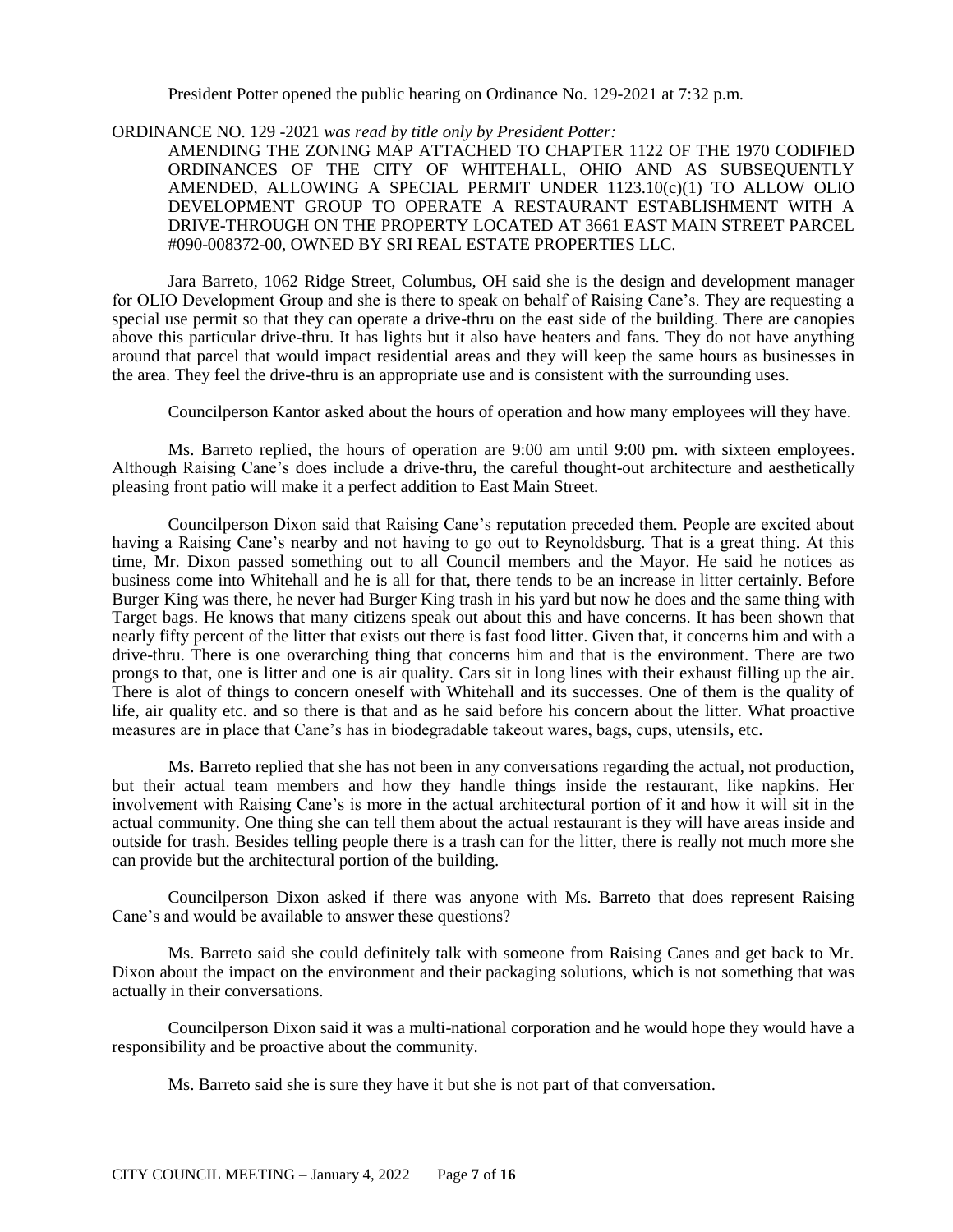President Potter opened the public hearing on Ordinance No. 129-2021 at 7:32 p.m.

ORDINANCE NO. 129 -2021 *was read by title only by President Potter:*

AMENDING THE ZONING MAP ATTACHED TO CHAPTER 1122 OF THE 1970 CODIFIED ORDINANCES OF THE CITY OF WHITEHALL, OHIO AND AS SUBSEQUENTLY AMENDED, ALLOWING A SPECIAL PERMIT UNDER 1123.10(c)(1) TO ALLOW OLIO DEVELOPMENT GROUP TO OPERATE A RESTAURANT ESTABLISHMENT WITH A DRIVE-THROUGH ON THE PROPERTY LOCATED AT 3661 EAST MAIN STREET PARCEL #090-008372-00, OWNED BY SRI REAL ESTATE PROPERTIES LLC.

Jara Barreto, 1062 Ridge Street, Columbus, OH said she is the design and development manager for OLIO Development Group and she is there to speak on behalf of Raising Cane's. They are requesting a special use permit so that they can operate a drive-thru on the east side of the building. There are canopies above this particular drive-thru. It has lights but it also have heaters and fans. They do not have anything around that parcel that would impact residential areas and they will keep the same hours as businesses in the area. They feel the drive-thru is an appropriate use and is consistent with the surrounding uses.

Councilperson Kantor asked about the hours of operation and how many employees will they have.

Ms. Barreto replied, the hours of operation are 9:00 am until 9:00 pm. with sixteen employees. Although Raising Cane's does include a drive-thru, the careful thought-out architecture and aesthetically pleasing front patio will make it a perfect addition to East Main Street.

Councilperson Dixon said that Raising Cane's reputation preceded them. People are excited about having a Raising Cane's nearby and not having to go out to Reynoldsburg. That is a great thing. At this time, Mr. Dixon passed something out to all Council members and the Mayor. He said he notices as business come into Whitehall and he is all for that, there tends to be an increase in litter certainly. Before Burger King was there, he never had Burger King trash in his yard but now he does and the same thing with Target bags. He knows that many citizens speak out about this and have concerns. It has been shown that nearly fifty percent of the litter that exists out there is fast food litter. Given that, it concerns him and with a drive-thru. There is one overarching thing that concerns him and that is the environment. There are two prongs to that, one is litter and one is air quality. Cars sit in long lines with their exhaust filling up the air. There is alot of things to concern oneself with Whitehall and its successes. One of them is the quality of life, air quality etc. and so there is that and as he said before his concern about the litter. What proactive measures are in place that Cane's has in biodegradable takeout wares, bags, cups, utensils, etc.

Ms. Barreto replied that she has not been in any conversations regarding the actual, not production, but their actual team members and how they handle things inside the restaurant, like napkins. Her involvement with Raising Cane's is more in the actual architectural portion of it and how it will sit in the actual community. One thing she can tell them about the actual restaurant is they will have areas inside and outside for trash. Besides telling people there is a trash can for the litter, there is really not much more she can provide but the architectural portion of the building.

Councilperson Dixon asked if there was anyone with Ms. Barreto that does represent Raising Cane's and would be available to answer these questions?

Ms. Barreto said she could definitely talk with someone from Raising Canes and get back to Mr. Dixon about the impact on the environment and their packaging solutions, which is not something that was actually in their conversations.

Councilperson Dixon said it was a multi-national corporation and he would hope they would have a responsibility and be proactive about the community.

Ms. Barreto said she is sure they have it but she is not part of that conversation.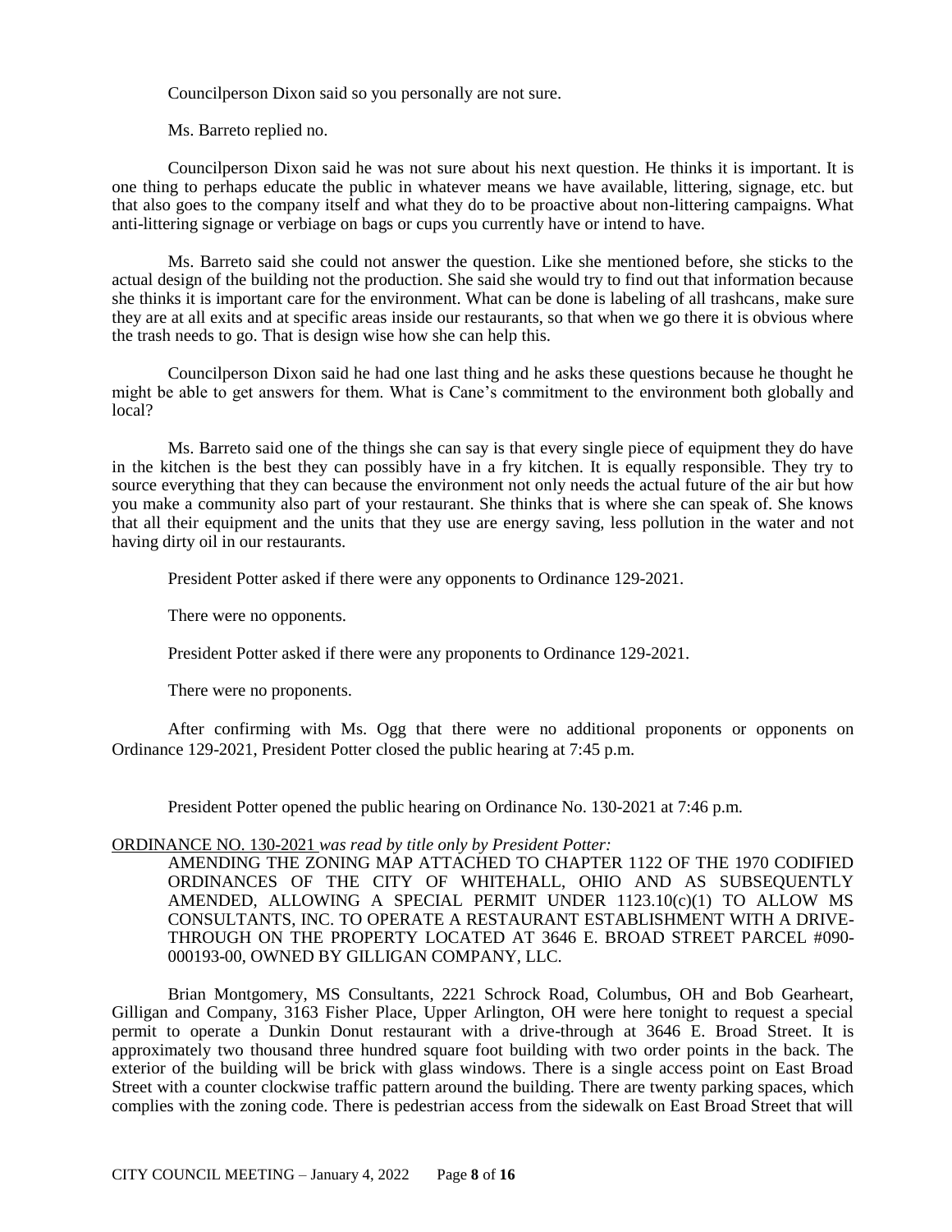Councilperson Dixon said so you personally are not sure.

Ms. Barreto replied no.

Councilperson Dixon said he was not sure about his next question. He thinks it is important. It is one thing to perhaps educate the public in whatever means we have available, littering, signage, etc. but that also goes to the company itself and what they do to be proactive about non-littering campaigns. What anti-littering signage or verbiage on bags or cups you currently have or intend to have.

Ms. Barreto said she could not answer the question. Like she mentioned before, she sticks to the actual design of the building not the production. She said she would try to find out that information because she thinks it is important care for the environment. What can be done is labeling of all trashcans, make sure they are at all exits and at specific areas inside our restaurants, so that when we go there it is obvious where the trash needs to go. That is design wise how she can help this.

Councilperson Dixon said he had one last thing and he asks these questions because he thought he might be able to get answers for them. What is Cane's commitment to the environment both globally and local?

Ms. Barreto said one of the things she can say is that every single piece of equipment they do have in the kitchen is the best they can possibly have in a fry kitchen. It is equally responsible. They try to source everything that they can because the environment not only needs the actual future of the air but how you make a community also part of your restaurant. She thinks that is where she can speak of. She knows that all their equipment and the units that they use are energy saving, less pollution in the water and not having dirty oil in our restaurants.

President Potter asked if there were any opponents to Ordinance 129-2021.

There were no opponents.

President Potter asked if there were any proponents to Ordinance 129-2021.

There were no proponents.

After confirming with Ms. Ogg that there were no additional proponents or opponents on Ordinance 129-2021, President Potter closed the public hearing at 7:45 p.m.

President Potter opened the public hearing on Ordinance No. 130-2021 at 7:46 p.m.

ORDINANCE NO. 130-2021 *was read by title only by President Potter:*

AMENDING THE ZONING MAP ATTACHED TO CHAPTER 1122 OF THE 1970 CODIFIED ORDINANCES OF THE CITY OF WHITEHALL, OHIO AND AS SUBSEQUENTLY AMENDED, ALLOWING A SPECIAL PERMIT UNDER 1123.10(c)(1) TO ALLOW MS CONSULTANTS, INC. TO OPERATE A RESTAURANT ESTABLISHMENT WITH A DRIVE-THROUGH ON THE PROPERTY LOCATED AT 3646 E. BROAD STREET PARCEL #090-000193-00, OWNED BY GILLIGAN COMPANY, LLC.

Brian Montgomery, MS Consultants, 2221 Schrock Road, Columbus, OH and Bob Gearheart, Gilligan and Company, 3163 Fisher Place, Upper Arlington, OH were here tonight to request a special permit to operate a Dunkin Donut restaurant with a drive-through at 3646 E. Broad Street. It is approximately two thousand three hundred square foot building with two order points in the back. The exterior of the building will be brick with glass windows. There is a single access point on East Broad Street with a counter clockwise traffic pattern around the building. There are twenty parking spaces, which complies with the zoning code. There is pedestrian access from the sidewalk on East Broad Street that will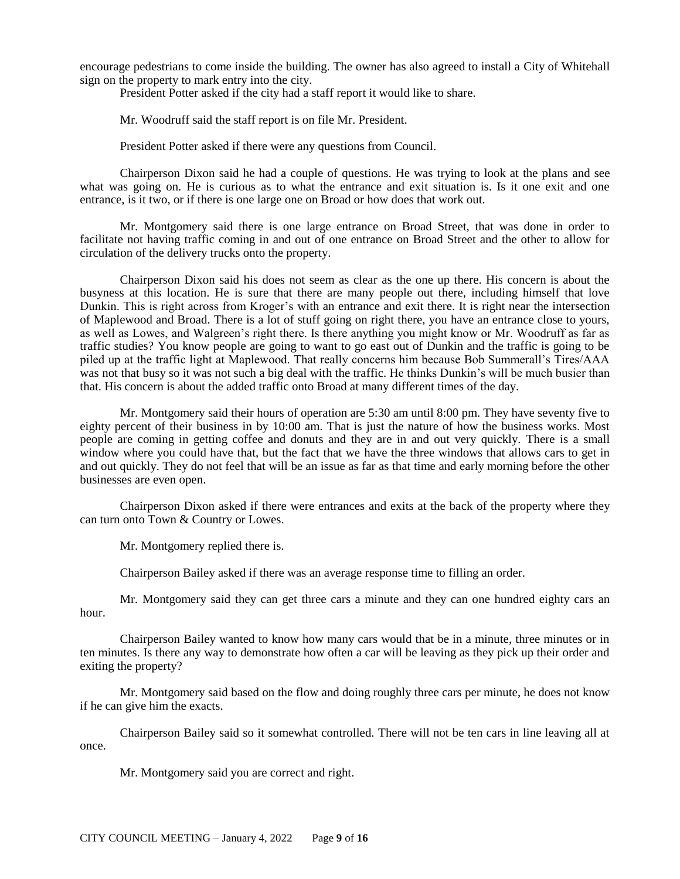encourage pedestrians to come inside the building. The owner has also agreed to install a City of Whitehall sign on the property to mark entry into the city.

President Potter asked if the city had a staff report it would like to share.

Mr. Woodruff said the staff report is on file Mr. President.

President Potter asked if there were any questions from Council.

Chairperson Dixon said he had a couple of questions. He was trying to look at the plans and see what was going on. He is curious as to what the entrance and exit situation is. Is it one exit and one entrance, is it two, or if there is one large one on Broad or how does that work out.

Mr. Montgomery said there is one large entrance on Broad Street, that was done in order to facilitate not having traffic coming in and out of one entrance on Broad Street and the other to allow for circulation of the delivery trucks onto the property.

Chairperson Dixon said his does not seem as clear as the one up there. His concern is about the busyness at this location. He is sure that there are many people out there, including himself that love Dunkin. This is right across from Kroger's with an entrance and exit there. It is right near the intersection of Maplewood and Broad. There is a lot of stuff going on right there, you have an entrance close to yours, as well as Lowes, and Walgreen's right there. Is there anything you might know or Mr. Woodruff as far as traffic studies? You know people are going to want to go east out of Dunkin and the traffic is going to be piled up at the traffic light at Maplewood. That really concerns him because Bob Summerall's Tires/AAA was not that busy so it was not such a big deal with the traffic. He thinks Dunkin's will be much busier than that. His concern is about the added traffic onto Broad at many different times of the day.

Mr. Montgomery said their hours of operation are 5:30 am until 8:00 pm. They have seventy five to eighty percent of their business in by 10:00 am. That is just the nature of how the business works. Most people are coming in getting coffee and donuts and they are in and out very quickly. There is a small window where you could have that, but the fact that we have the three windows that allows cars to get in and out quickly. They do not feel that will be an issue as far as that time and early morning before the other businesses are even open.

Chairperson Dixon asked if there were entrances and exits at the back of the property where they can turn onto Town & Country or Lowes.

Mr. Montgomery replied there is.

Chairperson Bailey asked if there was an average response time to filling an order.

Mr. Montgomery said they can get three cars a minute and they can one hundred eighty cars an hour.

Chairperson Bailey wanted to know how many cars would that be in a minute, three minutes or in ten minutes. Is there any way to demonstrate how often a car will be leaving as they pick up their order and exiting the property?

Mr. Montgomery said based on the flow and doing roughly three cars per minute, he does not know if he can give him the exacts.

Chairperson Bailey said so it somewhat controlled. There will not be ten cars in line leaving all at once.

Mr. Montgomery said you are correct and right.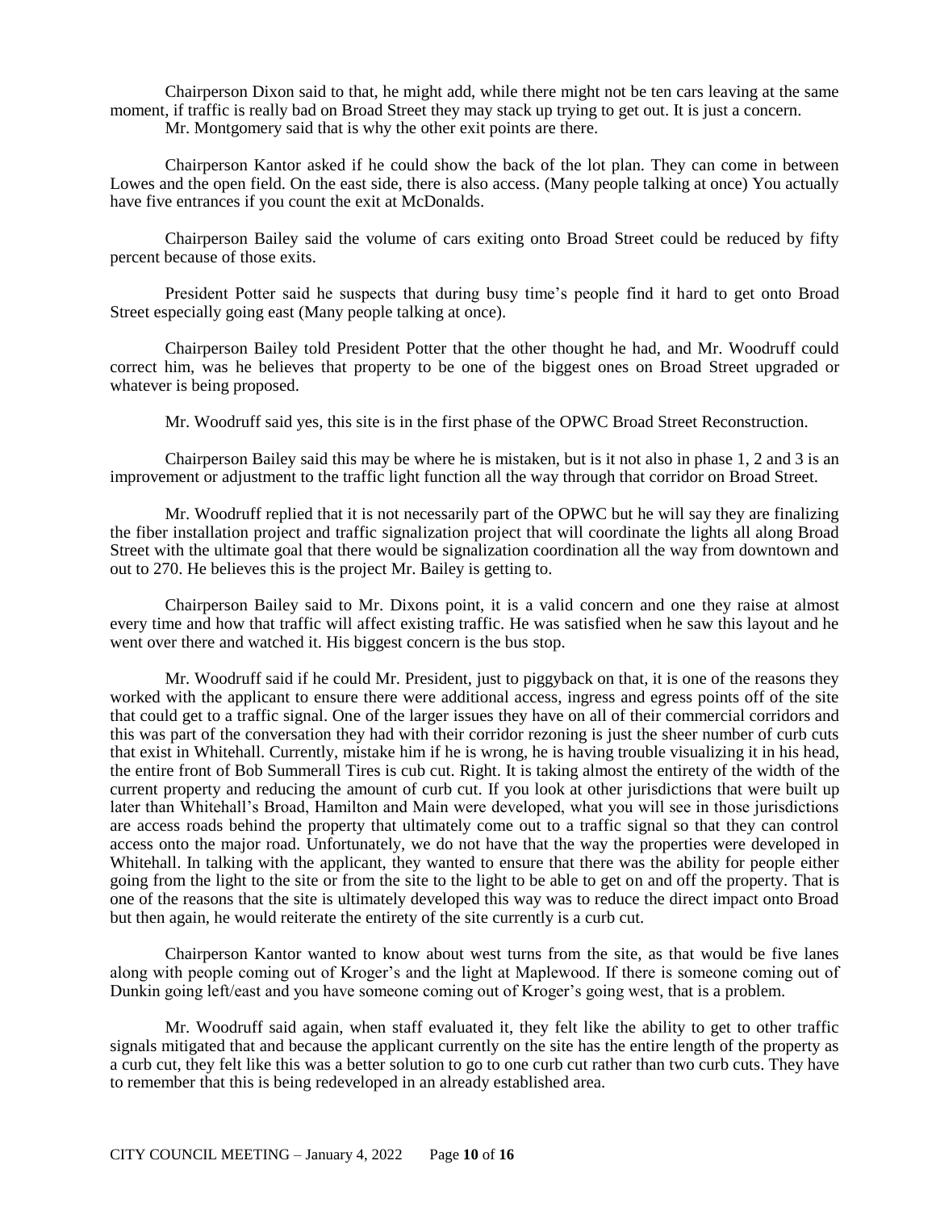Chairperson Dixon said to that, he might add, while there might not be ten cars leaving at the same moment, if traffic is really bad on Broad Street they may stack up trying to get out. It is just a concern.

Mr. Montgomery said that is why the other exit points are there.

Chairperson Kantor asked if he could show the back of the lot plan. They can come in between Lowes and the open field. On the east side, there is also access. (Many people talking at once) You actually have five entrances if you count the exit at McDonalds.

Chairperson Bailey said the volume of cars exiting onto Broad Street could be reduced by fifty percent because of those exits.

President Potter said he suspects that during busy time's people find it hard to get onto Broad Street especially going east (Many people talking at once).

Chairperson Bailey told President Potter that the other thought he had, and Mr. Woodruff could correct him, was he believes that property to be one of the biggest ones on Broad Street upgraded or whatever is being proposed.

Mr. Woodruff said yes, this site is in the first phase of the OPWC Broad Street Reconstruction.

Chairperson Bailey said this may be where he is mistaken, but is it not also in phase 1, 2 and 3 is an improvement or adjustment to the traffic light function all the way through that corridor on Broad Street.

Mr. Woodruff replied that it is not necessarily part of the OPWC but he will say they are finalizing the fiber installation project and traffic signalization project that will coordinate the lights all along Broad Street with the ultimate goal that there would be signalization coordination all the way from downtown and out to 270. He believes this is the project Mr. Bailey is getting to.

Chairperson Bailey said to Mr. Dixons point, it is a valid concern and one they raise at almost every time and how that traffic will affect existing traffic. He was satisfied when he saw this layout and he went over there and watched it. His biggest concern is the bus stop.

Mr. Woodruff said if he could Mr. President, just to piggyback on that, it is one of the reasons they worked with the applicant to ensure there were additional access, ingress and egress points off of the site that could get to a traffic signal. One of the larger issues they have on all of their commercial corridors and this was part of the conversation they had with their corridor rezoning is just the sheer number of curb cuts that exist in Whitehall. Currently, mistake him if he is wrong, he is having trouble visualizing it in his head, the entire front of Bob Summerall Tires is cub cut. Right. It is taking almost the entirety of the width of the current property and reducing the amount of curb cut. If you look at other jurisdictions that were built up later than Whitehall's Broad, Hamilton and Main were developed, what you will see in those jurisdictions are access roads behind the property that ultimately come out to a traffic signal so that they can control access onto the major road. Unfortunately, we do not have that the way the properties were developed in Whitehall. In talking with the applicant, they wanted to ensure that there was the ability for people either going from the light to the site or from the site to the light to be able to get on and off the property. That is one of the reasons that the site is ultimately developed this way was to reduce the direct impact onto Broad but then again, he would reiterate the entirety of the site currently is a curb cut.

Chairperson Kantor wanted to know about west turns from the site, as that would be five lanes along with people coming out of Kroger's and the light at Maplewood. If there is someone coming out of Dunkin going left/east and you have someone coming out of Kroger's going west, that is a problem.

Mr. Woodruff said again, when staff evaluated it, they felt like the ability to get to other traffic signals mitigated that and because the applicant currently on the site has the entire length of the property as a curb cut, they felt like this was a better solution to go to one curb cut rather than two curb cuts. They have to remember that this is being redeveloped in an already established area.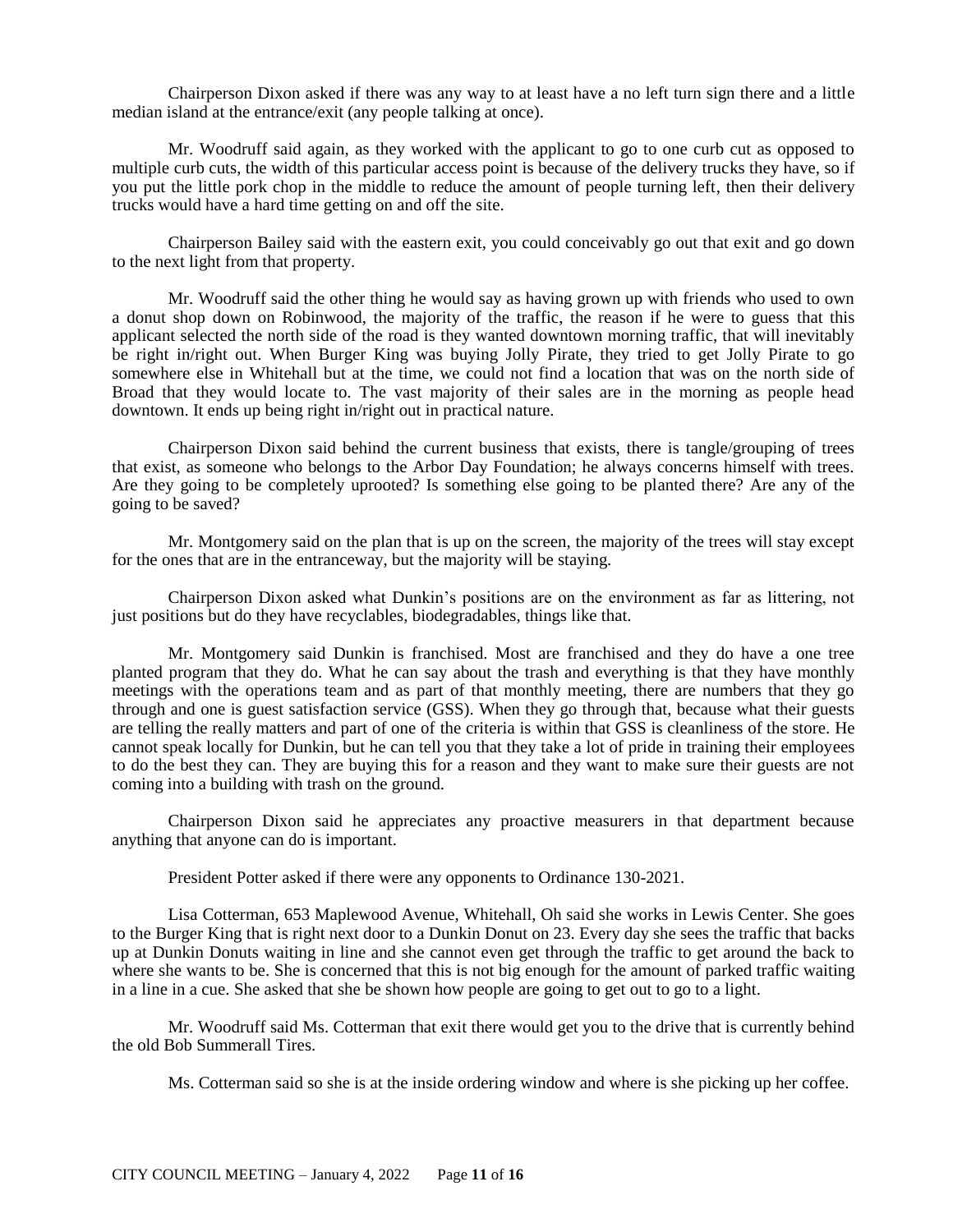Chairperson Dixon asked if there was any way to at least have a no left turn sign there and a little median island at the entrance/exit (any people talking at once).

Mr. Woodruff said again, as they worked with the applicant to go to one curb cut as opposed to multiple curb cuts, the width of this particular access point is because of the delivery trucks they have, so if you put the little pork chop in the middle to reduce the amount of people turning left, then their delivery trucks would have a hard time getting on and off the site.

Chairperson Bailey said with the eastern exit, you could conceivably go out that exit and go down to the next light from that property.

Mr. Woodruff said the other thing he would say as having grown up with friends who used to own a donut shop down on Robinwood, the majority of the traffic, the reason if he were to guess that this applicant selected the north side of the road is they wanted downtown morning traffic, that will inevitably be right in/right out. When Burger King was buying Jolly Pirate, they tried to get Jolly Pirate to go somewhere else in Whitehall but at the time, we could not find a location that was on the north side of Broad that they would locate to. The vast majority of their sales are in the morning as people head downtown. It ends up being right in/right out in practical nature.

Chairperson Dixon said behind the current business that exists, there is tangle/grouping of trees that exist, as someone who belongs to the Arbor Day Foundation; he always concerns himself with trees. Are they going to be completely uprooted? Is something else going to be planted there? Are any of the going to be saved?

Mr. Montgomery said on the plan that is up on the screen, the majority of the trees will stay except for the ones that are in the entranceway, but the majority will be staying.

Chairperson Dixon asked what Dunkin's positions are on the environment as far as littering, not just positions but do they have recyclables, biodegradables, things like that.

Mr. Montgomery said Dunkin is franchised. Most are franchised and they do have a one tree planted program that they do. What he can say about the trash and everything is that they have monthly meetings with the operations team and as part of that monthly meeting, there are numbers that they go through and one is guest satisfaction service (GSS). When they go through that, because what their guests are telling the really matters and part of one of the criteria is within that GSS is cleanliness of the store. He cannot speak locally for Dunkin, but he can tell you that they take a lot of pride in training their employees to do the best they can. They are buying this for a reason and they want to make sure their guests are not coming into a building with trash on the ground.

Chairperson Dixon said he appreciates any proactive measurers in that department because anything that anyone can do is important.

President Potter asked if there were any opponents to Ordinance 130-2021.

Lisa Cotterman, 653 Maplewood Avenue, Whitehall, Oh said she works in Lewis Center. She goes to the Burger King that is right next door to a Dunkin Donut on 23. Every day she sees the traffic that backs up at Dunkin Donuts waiting in line and she cannot even get through the traffic to get around the back to where she wants to be. She is concerned that this is not big enough for the amount of parked traffic waiting in a line in a cue. She asked that she be shown how people are going to get out to go to a light.

Mr. Woodruff said Ms. Cotterman that exit there would get you to the drive that is currently behind the old Bob Summerall Tires.

Ms. Cotterman said so she is at the inside ordering window and where is she picking up her coffee.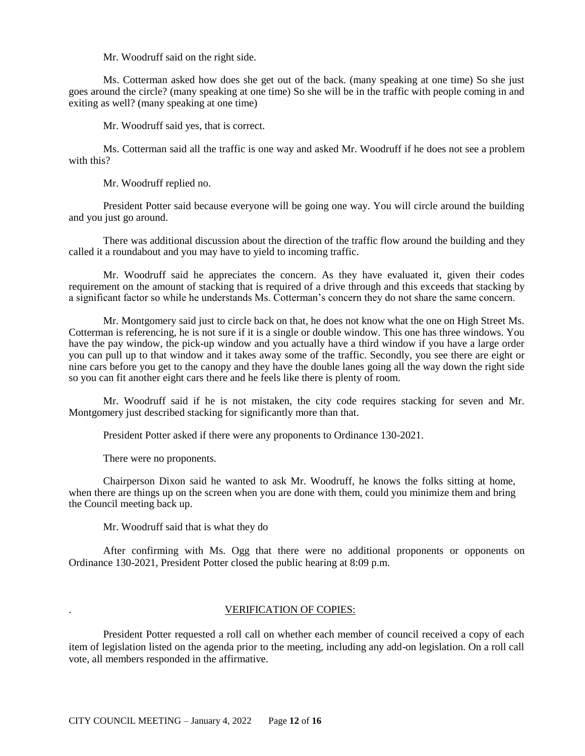Mr. Woodruff said on the right side.

Ms. Cotterman asked how does she get out of the back. (many speaking at one time) So she just goes around the circle? (many speaking at one time) So she will be in the traffic with people coming in and exiting as well? (many speaking at one time)

Mr. Woodruff said yes, that is correct.

Ms. Cotterman said all the traffic is one way and asked Mr. Woodruff if he does not see a problem with this?

Mr. Woodruff replied no.

President Potter said because everyone will be going one way. You will circle around the building and you just go around.

There was additional discussion about the direction of the traffic flow around the building and they called it a roundabout and you may have to yield to incoming traffic.

Mr. Woodruff said he appreciates the concern. As they have evaluated it, given their codes requirement on the amount of stacking that is required of a drive through and this exceeds that stacking by a significant factor so while he understands Ms. Cotterman's concern they do not share the same concern.

Mr. Montgomery said just to circle back on that, he does not know what the one on High Street Ms. Cotterman is referencing, he is not sure if it is a single or double window. This one has three windows. You have the pay window, the pick-up window and you actually have a third window if you have a large order you can pull up to that window and it takes away some of the traffic. Secondly, you see there are eight or nine cars before you get to the canopy and they have the double lanes going all the way down the right side so you can fit another eight cars there and he feels like there is plenty of room.

Mr. Woodruff said if he is not mistaken, the city code requires stacking for seven and Mr. Montgomery just described stacking for significantly more than that.

President Potter asked if there were any proponents to Ordinance 130-2021.

There were no proponents.

Chairperson Dixon said he wanted to ask Mr. Woodruff, he knows the folks sitting at home, when there are things up on the screen when you are done with them, could you minimize them and bring the Council meeting back up.

Mr. Woodruff said that is what they do

After confirming with Ms. Ogg that there were no additional proponents or opponents on Ordinance 130-2021, President Potter closed the public hearing at 8:09 p.m.

## VERIFICATION OF COPIES:

President Potter requested a roll call on whether each member of council received a copy of each item of legislation listed on the agenda prior to the meeting, including any add-on legislation. On a roll call vote, all members responded in the affirmative.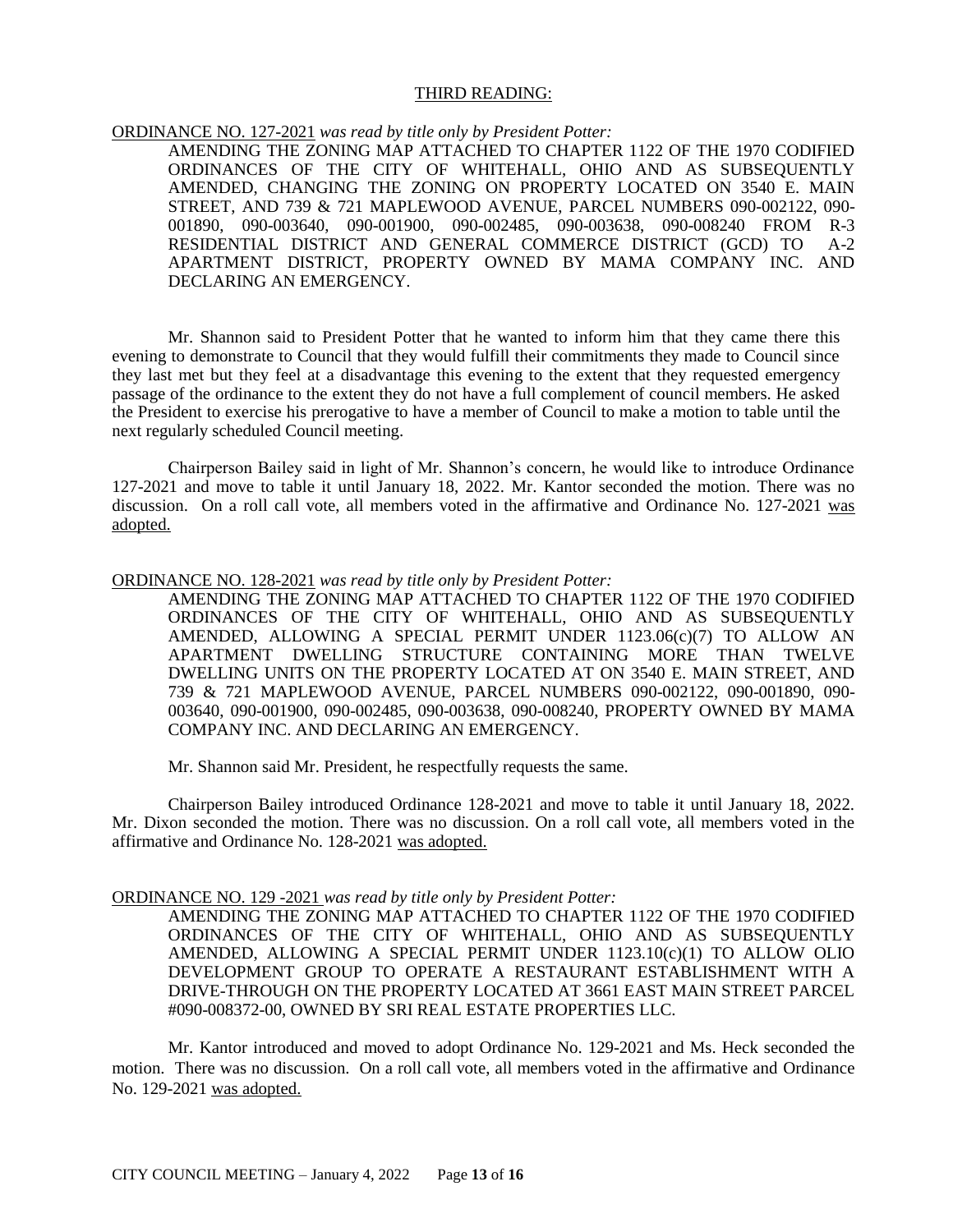## THIRD READING:

ORDINANCE NO. 127-2021 *was read by title only by President Potter:*

> AMENDING THE ZONING MAP ATTACHED TO CHAPTER 1122 OF THE 1970 CODIFIED ORDINANCES OF THE CITY OF WHITEHALL, OHIO AND AS SUBSEQUENTLY AMENDED, CHANGING THE ZONING ON PROPERTY LOCATED ON 3540 E. MAIN STREET, AND 739 & 721 MAPLEWOOD AVENUE, PARCEL NUMBERS 090-002122, 090-001890, 090-003640, 090-001900, 090-002485, 090-003638, 090-008240 FROM R-3 RESIDENTIAL DISTRICT AND GENERAL COMMERCE DISTRICT (GCD) TO A-2 APARTMENT DISTRICT, PROPERTY OWNED BY MAMA COMPANY INC. AND DECLARING AN EMERGENCY.

Mr. Shannon said to President Potter that he wanted to inform him that they came there this evening to demonstrate to Council that they would fulfill their commitments they made to Council since they last met but they feel at a disadvantage this evening to the extent that they requested emergency passage of the ordinance to the extent they do not have a full complement of council members. He asked the President to exercise his prerogative to have a member of Council to make a motion to table until the next regularly scheduled Council meeting.

Chairperson Bailey said in light of Mr. Shannon's concern, he would like to introduce Ordinance 127-2021 and move to table it until January 18, 2022. Mr. Kantor seconded the motion. There was no discussion. On a roll call vote, all members voted in the affirmative and Ordinance No. 127-2021 was adopted.

ORDINANCE NO. 128-2021 *was read by title only by President Potter:*

> AMENDING THE ZONING MAP ATTACHED TO CHAPTER 1122 OF THE 1970 CODIFIED ORDINANCES OF THE CITY OF WHITEHALL, OHIO AND AS SUBSEQUENTLY AMENDED, ALLOWING A SPECIAL PERMIT UNDER 1123.06(c)(7) TO ALLOW AN APARTMENT DWELLING STRUCTURE CONTAINING MORE THAN TWELVE DWELLING UNITS ON THE PROPERTY LOCATED AT ON 3540 E. MAIN STREET, AND 739 & 721 MAPLEWOOD AVENUE, PARCEL NUMBERS 090-002122, 090-001890, 090-003640, 090-001900, 090-002485, 090-003638, 090-008240, PROPERTY OWNED BY MAMA COMPANY INC. AND DECLARING AN EMERGENCY.

Mr. Shannon said Mr. President, he respectfully requests the same.

Chairperson Bailey introduced Ordinance 128-2021 and move to table it until January 18, 2022. Mr. Dixon seconded the motion. There was no discussion. On a roll call vote, all members voted in the affirmative and Ordinance No. 128-2021 was adopted.

ORDINANCE NO. 129 -2021 *was read by title only by President Potter:*

> AMENDING THE ZONING MAP ATTACHED TO CHAPTER 1122 OF THE 1970 CODIFIED ORDINANCES OF THE CITY OF WHITEHALL, OHIO AND AS SUBSEQUENTLY AMENDED, ALLOWING A SPECIAL PERMIT UNDER 1123.10(c)(1) TO ALLOW OLIO DEVELOPMENT GROUP TO OPERATE A RESTAURANT ESTABLISHMENT WITH A DRIVE-THROUGH ON THE PROPERTY LOCATED AT 3661 EAST MAIN STREET PARCEL #090-008372-00, OWNED BY SRI REAL ESTATE PROPERTIES LLC.

Mr. Kantor introduced and moved to adopt Ordinance No. 129-2021 and Ms. Heck seconded the motion. There was no discussion. On a roll call vote, all members voted in the affirmative and Ordinance No. 129-2021 was adopted.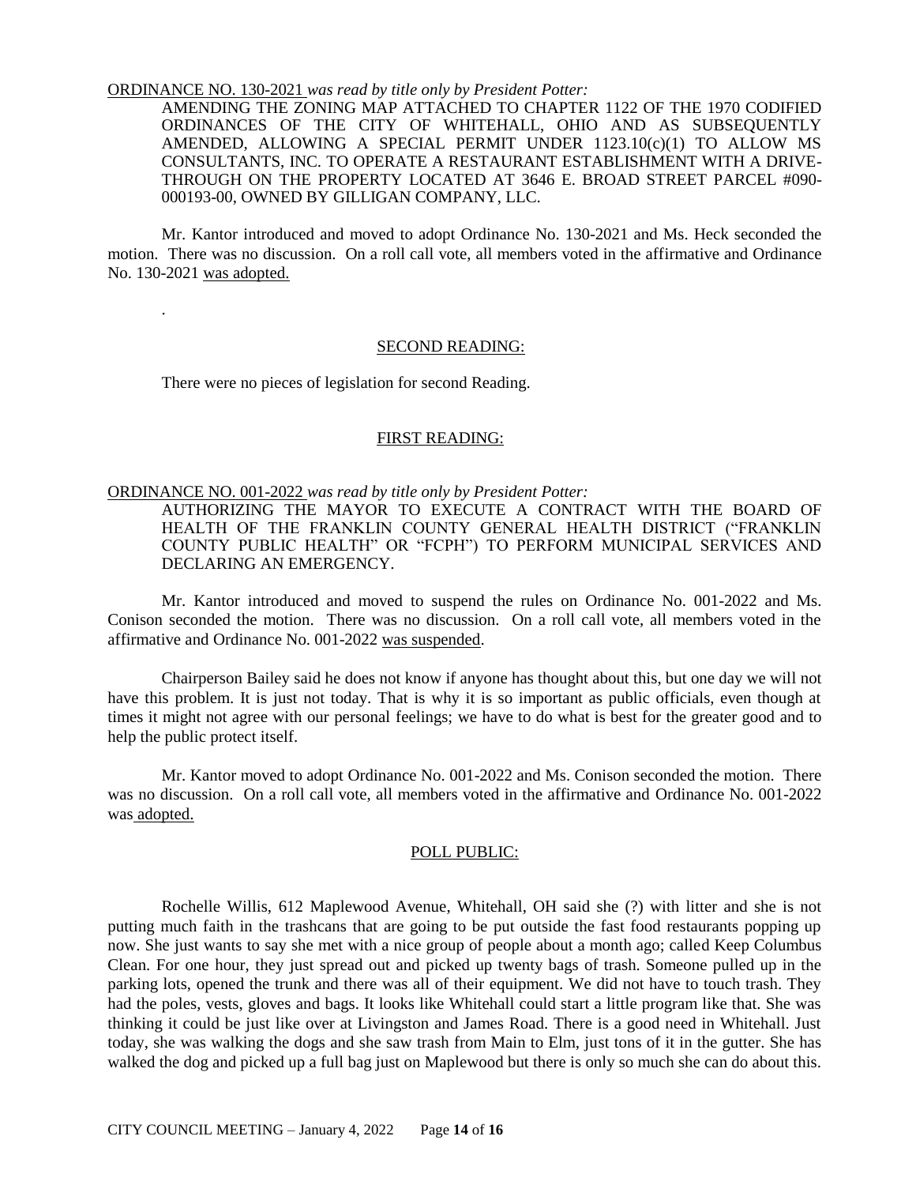ORDINANCE NO. 130-2021 *was read by title only by President Potter:*

AMENDING THE ZONING MAP ATTACHED TO CHAPTER 1122 OF THE 1970 CODIFIED ORDINANCES OF THE CITY OF WHITEHALL, OHIO AND AS SUBSEQUENTLY AMENDED, ALLOWING A SPECIAL PERMIT UNDER 1123.10(c)(1) TO ALLOW MS CONSULTANTS, INC. TO OPERATE A RESTAURANT ESTABLISHMENT WITH A DRIVE-THROUGH ON THE PROPERTY LOCATED AT 3646 E. BROAD STREET PARCEL #090-000193-00, OWNED BY GILLIGAN COMPANY, LLC.

Mr. Kantor introduced and moved to adopt Ordinance No. 130-2021 and Ms. Heck seconded the motion. There was no discussion. On a roll call vote, all members voted in the affirmative and Ordinance No. 130-2021 was adopted.

.

## SECOND READING:

There were no pieces of legislation for second Reading.

## FIRST READING:

ORDINANCE NO. 001-2022 *was read by title only by President Potter:*

AUTHORIZING THE MAYOR TO EXECUTE A CONTRACT WITH THE BOARD OF HEALTH OF THE FRANKLIN COUNTY GENERAL HEALTH DISTRICT ("FRANKLIN COUNTY PUBLIC HEALTH" OR "FCPH") TO PERFORM MUNICIPAL SERVICES AND DECLARING AN EMERGENCY.

Mr. Kantor introduced and moved to suspend the rules on Ordinance No. 001-2022 and Ms. Conison seconded the motion. There was no discussion. On a roll call vote, all members voted in the affirmative and Ordinance No. 001-2022 was suspended.

Chairperson Bailey said he does not know if anyone has thought about this, but one day we will not have this problem. It is just not today. That is why it is so important as public officials, even though at times it might not agree with our personal feelings; we have to do what is best for the greater good and to help the public protect itself.

Mr. Kantor moved to adopt Ordinance No. 001-2022 and Ms. Conison seconded the motion. There was no discussion. On a roll call vote, all members voted in the affirmative and Ordinance No. 001-2022 was adopted.

## POLL PUBLIC:

Rochelle Willis, 612 Maplewood Avenue, Whitehall, OH said she (?) with litter and she is not putting much faith in the trashcans that are going to be put outside the fast food restaurants popping up now. She just wants to say she met with a nice group of people about a month ago; called Keep Columbus Clean. For one hour, they just spread out and picked up twenty bags of trash. Someone pulled up in the parking lots, opened the trunk and there was all of their equipment. We did not have to touch trash. They had the poles, vests, gloves and bags. It looks like Whitehall could start a little program like that. She was thinking it could be just like over at Livingston and James Road. There is a good need in Whitehall. Just today, she was walking the dogs and she saw trash from Main to Elm, just tons of it in the gutter. She has walked the dog and picked up a full bag just on Maplewood but there is only so much she can do about this.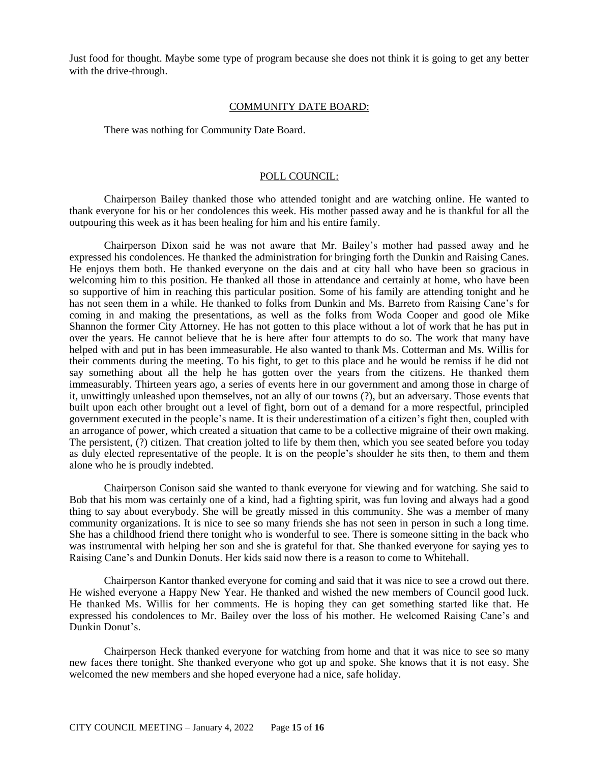Just food for thought. Maybe some type of program because she does not think it is going to get any better with the drive-through.

## COMMUNITY DATE BOARD:

There was nothing for Community Date Board.

## POLL COUNCIL:

Chairperson Bailey thanked those who attended tonight and are watching online. He wanted to thank everyone for his or her condolences this week. His mother passed away and he is thankful for all the outpouring this week as it has been healing for him and his entire family.

Chairperson Dixon said he was not aware that Mr. Bailey's mother had passed away and he expressed his condolences. He thanked the administration for bringing forth the Dunkin and Raising Canes. He enjoys them both. He thanked everyone on the dais and at city hall who have been so gracious in welcoming him to this position. He thanked all those in attendance and certainly at home, who have been so supportive of him in reaching this particular position. Some of his family are attending tonight and he has not seen them in a while. He thanked to folks from Dunkin and Ms. Barreto from Raising Cane's for coming in and making the presentations, as well as the folks from Woda Cooper and good ole Mike Shannon the former City Attorney. He has not gotten to this place without a lot of work that he has put in over the years. He cannot believe that he is here after four attempts to do so. The work that many have helped with and put in has been immeasurable. He also wanted to thank Ms. Cotterman and Ms. Willis for their comments during the meeting. To his fight, to get to this place and he would be remiss if he did not say something about all the help he has gotten over the years from the citizens. He thanked them immeasurably. Thirteen years ago, a series of events here in our government and among those in charge of it, unwittingly unleashed upon themselves, not an ally of our towns (?), but an adversary. Those events that built upon each other brought out a level of fight, born out of a demand for a more respectful, principled government executed in the people's name. It is their underestimation of a citizen's fight then, coupled with an arrogance of power, which created a situation that came to be a collective migraine of their own making. The persistent, (?) citizen. That creation jolted to life by them then, which you see seated before you today as duly elected representative of the people. It is on the people's shoulder he sits then, to them and them alone who he is proudly indebted.

Chairperson Conison said she wanted to thank everyone for viewing and for watching. She said to Bob that his mom was certainly one of a kind, had a fighting spirit, was fun loving and always had a good thing to say about everybody. She will be greatly missed in this community. She was a member of many community organizations. It is nice to see so many friends she has not seen in person in such a long time. She has a childhood friend there tonight who is wonderful to see. There is someone sitting in the back who was instrumental with helping her son and she is grateful for that. She thanked everyone for saying yes to Raising Cane's and Dunkin Donuts. Her kids said now there is a reason to come to Whitehall.

Chairperson Kantor thanked everyone for coming and said that it was nice to see a crowd out there. He wished everyone a Happy New Year. He thanked and wished the new members of Council good luck. He thanked Ms. Willis for her comments. He is hoping they can get something started like that. He expressed his condolences to Mr. Bailey over the loss of his mother. He welcomed Raising Cane's and Dunkin Donut's.

Chairperson Heck thanked everyone for watching from home and that it was nice to see so many new faces there tonight. She thanked everyone who got up and spoke. She knows that it is not easy. She welcomed the new members and she hoped everyone had a nice, safe holiday.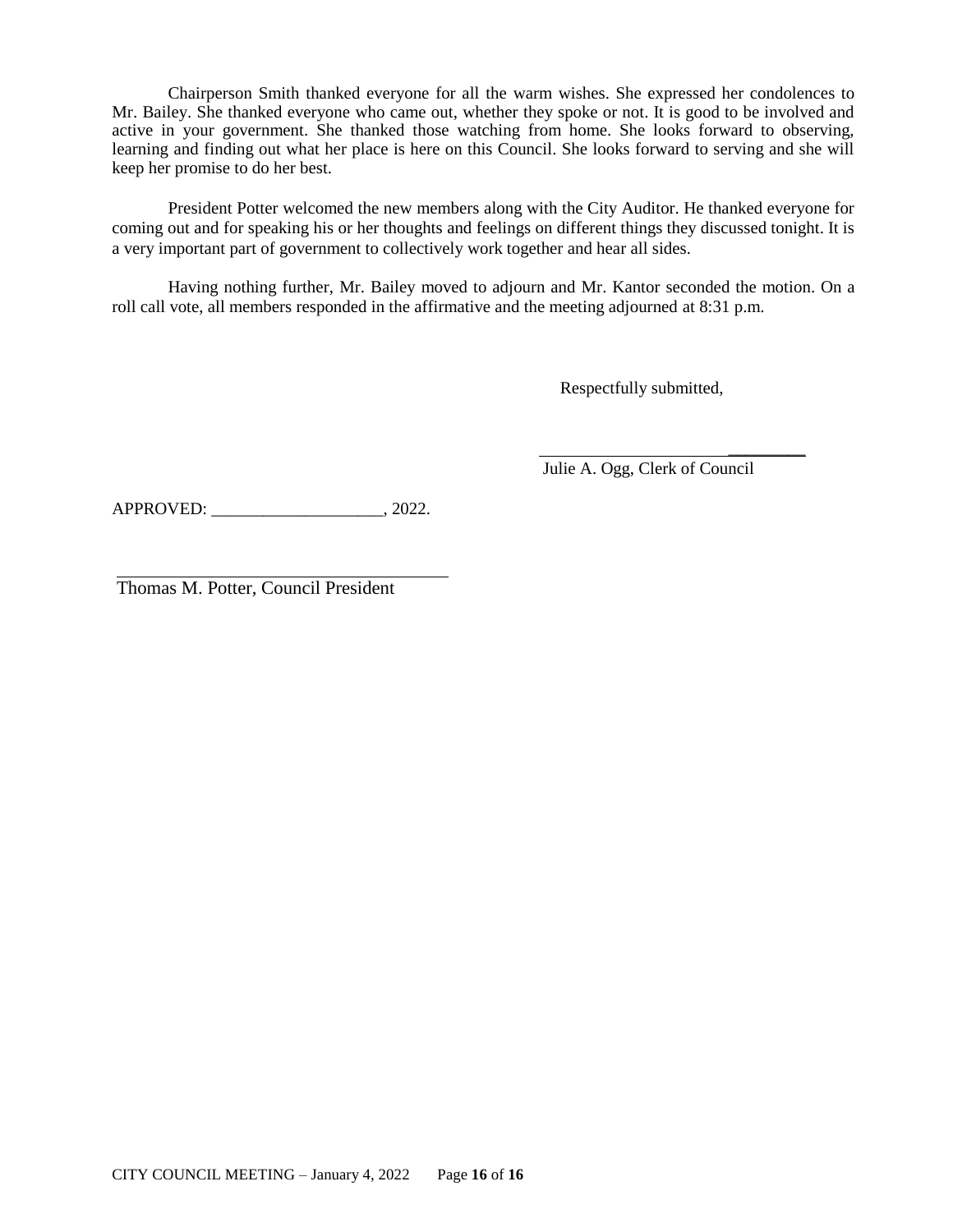Chairperson Smith thanked everyone for all the warm wishes. She expressed her condolences to Mr. Bailey. She thanked everyone who came out, whether they spoke or not. It is good to be involved and active in your government. She thanked those watching from home. She looks forward to observing, learning and finding out what her place is here on this Council. She looks forward to serving and she will keep her promise to do her best.

President Potter welcomed the new members along with the City Auditor. He thanked everyone for coming out and for speaking his or her thoughts and feelings on different things they discussed tonight. It is a very important part of government to collectively work together and hear all sides.

Having nothing further, Mr. Bailey moved to adjourn and Mr. Kantor seconded the motion. On a roll call vote, all members responded in the affirmative and the meeting adjourned at 8:31 p.m.

Respectfully submitted,

_______________________________

Julie A. Ogg, Clerk of Council

APPROVED: ____________________, 2022.

_______________________________

Thomas M. Potter, Council President